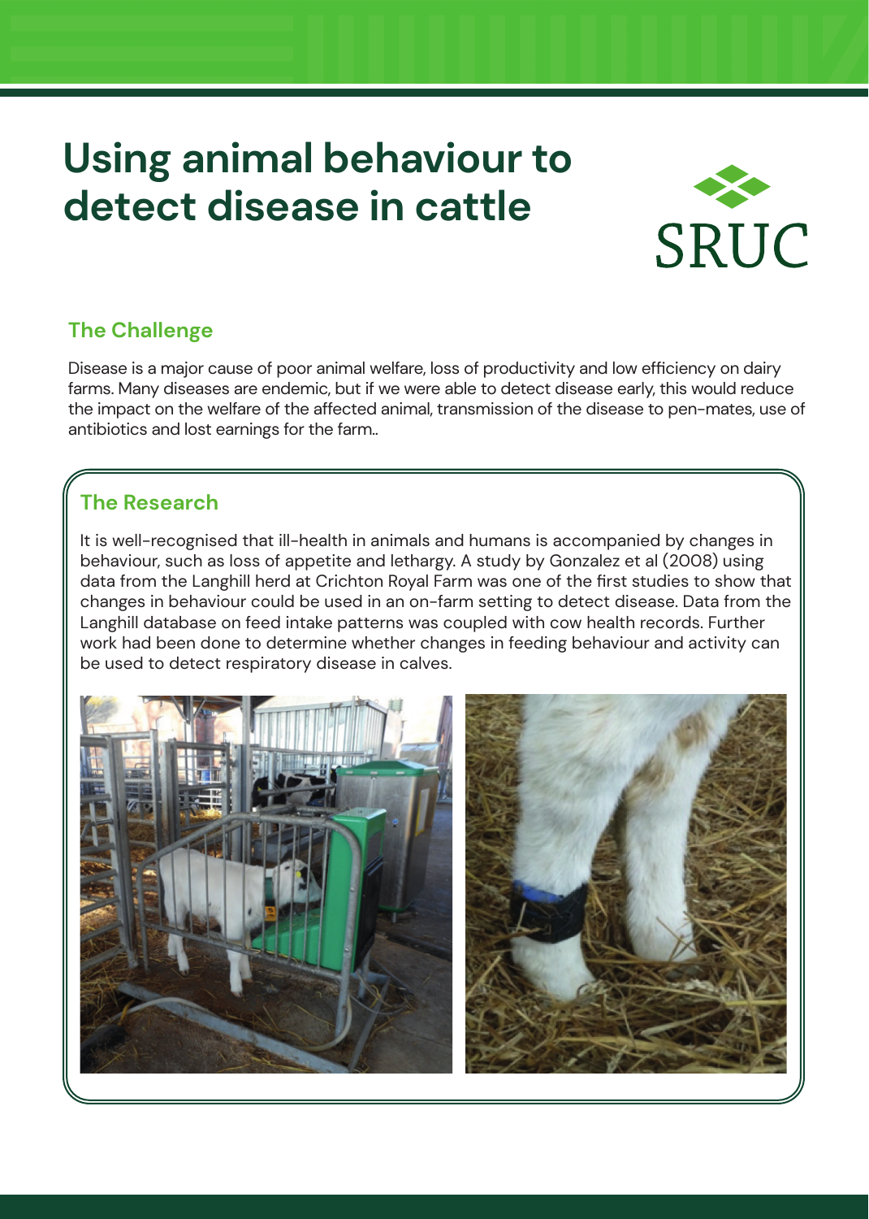# Using animal behaviour to detect disease in cattle

SRUC

## The Challenge

Disease is a major cause of poor animal welfare, loss of productivity and low efficiency on dairy farms. Many diseases are endemic, but if we were able to detect disease early, this would reduce the impact on the welfare of the affected animal, transmission of the disease to pen-mates, use of antibiotics and lost earnings for the farm..

## The Research

It is well-recognised that ill-health in animals and humans is accompanied by changes in behaviour, such as loss of appetite and lethargy. A study by Gonzalez et al (2008) using data from the Langhill herd at Crichton Royal Farm was one of the first studies to show that changes in behaviour could be used in an on-farm setting to detect disease. Data from the Langhill database on feed intake patterns was coupled with cow health records. Further work had been done to determine whether changes in feeding behaviour and activity can be used to detect respiratory disease in calves.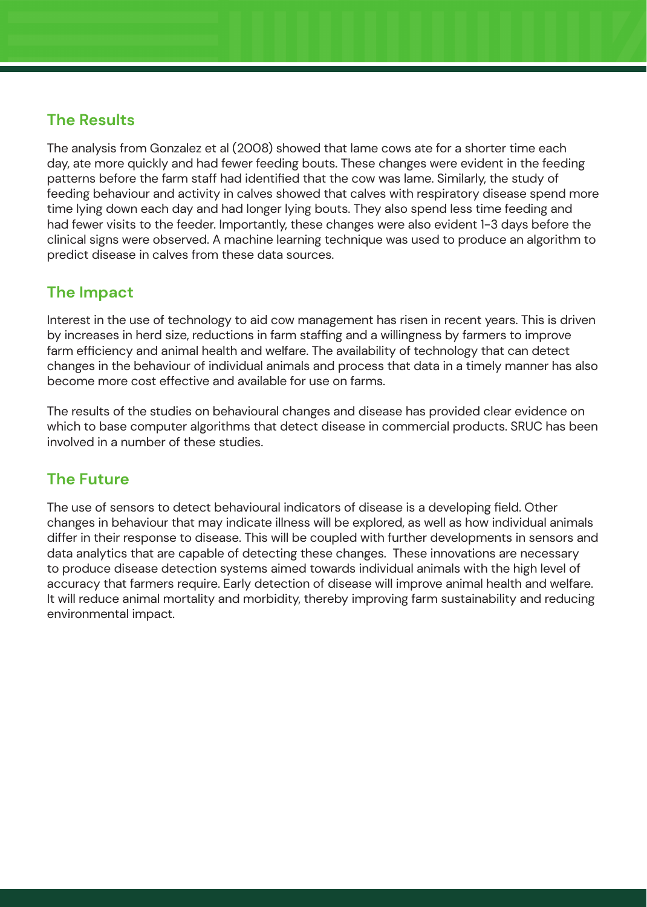## The Results

The analysis from Gonzalez et al (2008) showed that lame cows ate for a shorter time each day, ate more quickly and had fewer feeding bouts. These changes were evident in the feeding patterns before the farm staff had identified that the cow was lame. Similarly, the study of feeding behaviour and activity in calves showed that calves with respiratory disease spend more time lying down each day and had longer lying bouts. They also spend less time feeding and had fewer visits to the feeder. Importantly, these changes were also evident 1-3 days before the clinical signs were observed. A machine learning technique was used to produce an algorithm to predict disease in calves from these data sources.

## The Impact

Interest in the use of technology to aid cow management has risen in recent years. This is driven by increases in herd size, reductions in farm staffing and a willingness by farmers to improve farm efficiency and animal health and welfare. The availability of technology that can detect changes in the behaviour of individual animals and process that data in a timely manner has also become more cost effective and available for use on farms.

The results of the studies on behavioural changes and disease has provided clear evidence on which to base computer algorithms that detect disease in commercial products. SRUC has been involved in a number of these studies.

## The Future

The use of sensors to detect behavioural indicators of disease is a developing field. Other changes in behaviour that may indicate illness will be explored, as well as how individual animals differ in their response to disease. This will be coupled with further developments in sensors and data analytics that are capable of detecting these changes. These innovations are necessary to produce disease detection systems aimed towards individual animals with the high level of accuracy that farmers require. Early detection of disease will improve animal health and welfare. It will reduce animal mortality and morbidity, thereby improving farm sustainability and reducing environmental impact.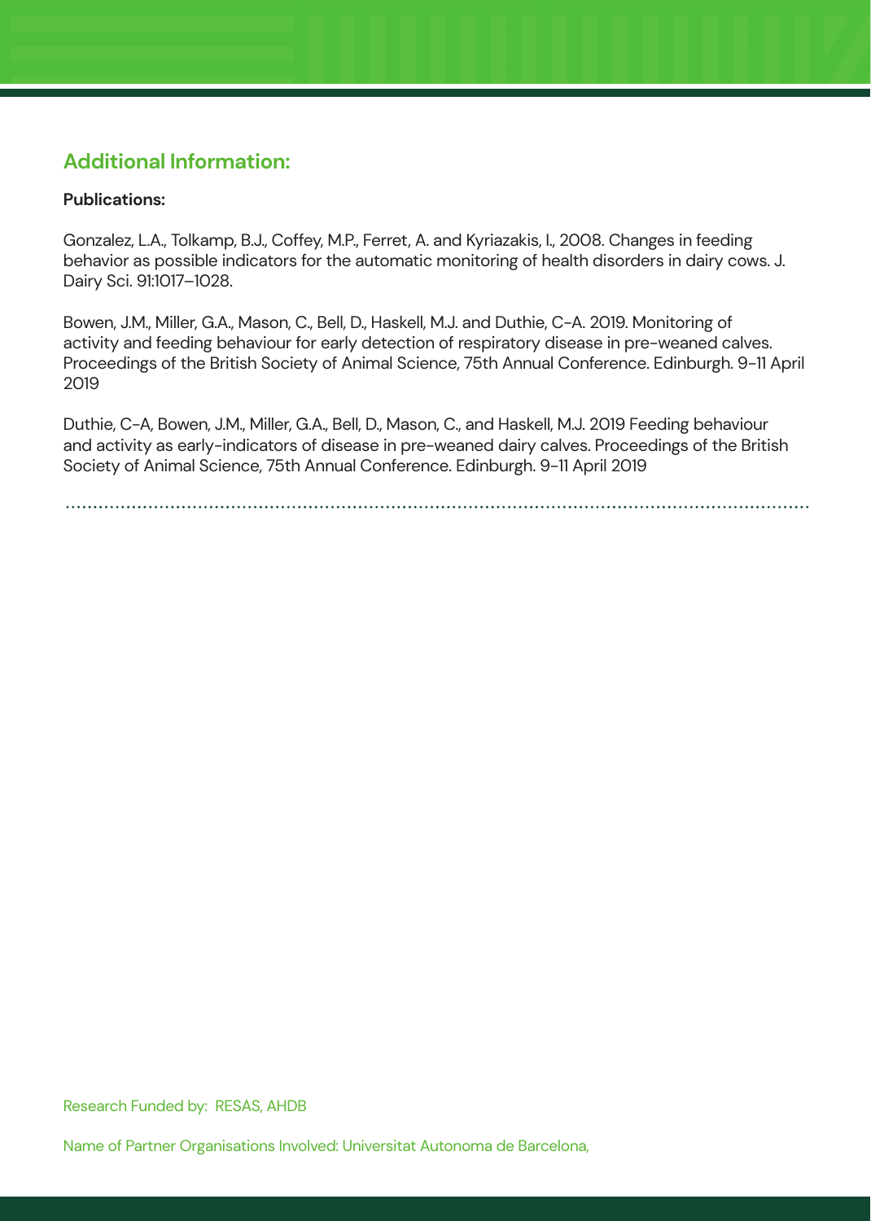## Additional Information:

**Publications:**

Gonzalez, L.A., Tolkamp, B.J., Coffey, M.P., Ferret, A. and Kyriazakis, I., 2008. Changes in feeding behavior as possible indicators for the automatic monitoring of health disorders in dairy cows. J. Dairy Sci. 91:1017–1028.

Bowen, J.M., Miller, G.A., Mason, C., Bell, D., Haskell, M.J. and Duthie, C-A. 2019. Monitoring of activity and feeding behaviour for early detection of respiratory disease in pre-weaned calves. Proceedings of the British Society of Animal Science, 75th Annual Conference. Edinburgh. 9-11 April 2019

Duthie, C-A, Bowen, J.M., Miller, G.A., Bell, D., Mason, C., and Haskell, M.J. 2019 Feeding behaviour and activity as early-indicators of disease in pre-weaned dairy calves. Proceedings of the British Society of Animal Science, 75th Annual Conference. Edinburgh. 9-11 April 2019

Research Funded by: RESAS, AHDB

Name of Partner Organisations Involved: Universitat Autonoma de Barcelona,